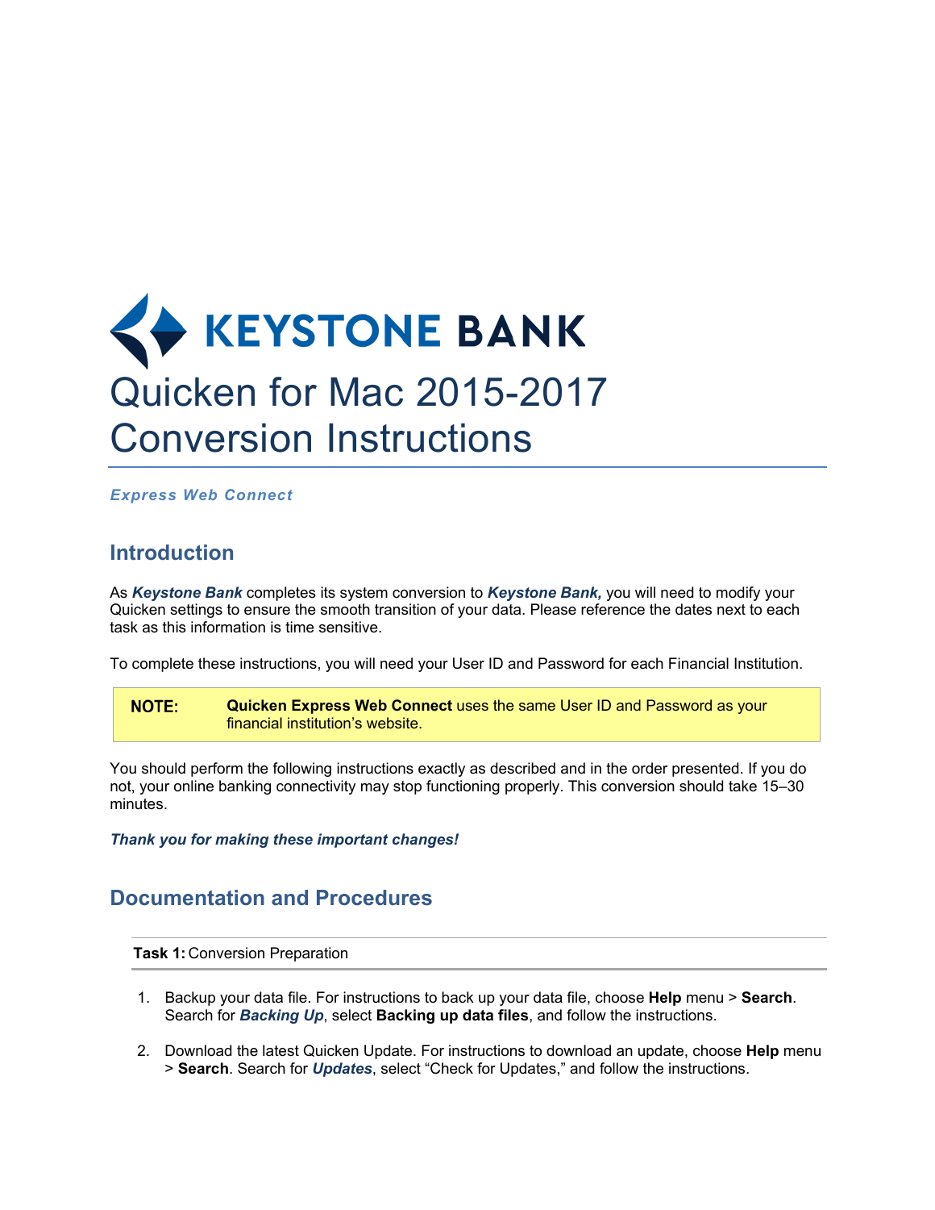KEYSTONE BANK

# Quicken for Mac 2015-2017 Conversion Instructions

***Express Web Connect***

## Introduction

As ***Keystone Bank*** completes its system conversion to ***Keystone Bank,*** you will need to modify your Quicken settings to ensure the smooth transition of your data. Please reference the dates next to each task as this information is time sensitive.

To complete these instructions, you will need your User ID and Password for each Financial Institution.

> **NOTE:** **Quicken Express Web Connect** uses the same User ID and Password as your financial institution's website.

You should perform the following instructions exactly as described and in the order presented. If you do not, your online banking connectivity may stop functioning properly. This conversion should take 15–30 minutes.

***Thank you for making these important changes!***

## Documentation and Procedures

**Task 1:** Conversion Preparation

1. Backup your data file. For instructions to back up your data file, choose **Help** menu > **Search**. Search for ***Backing Up***, select **Backing up data files**, and follow the instructions.
2. Download the latest Quicken Update. For instructions to download an update, choose **Help** menu > **Search**. Search for ***Updates***, select "Check for Updates," and follow the instructions.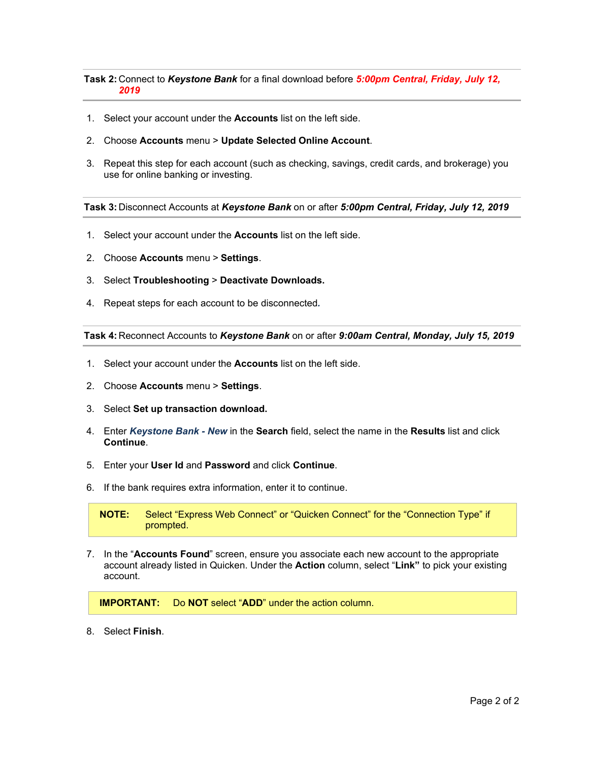**Task 2:** Connect to ***Keystone Bank*** for a final download before ***5:00pm Central, Friday, July 12, 2019***

1. Select your account under the **Accounts** list on the left side.
2. Choose **Accounts** menu > **Update Selected Online Account**.
3. Repeat this step for each account (such as checking, savings, credit cards, and brokerage) you use for online banking or investing.

**Task 3:** Disconnect Accounts at ***Keystone Bank*** on or after ***5:00pm Central, Friday, July 12, 2019***

1. Select your account under the **Accounts** list on the left side.
2. Choose **Accounts** menu > **Settings**.
3. Select **Troubleshooting** > **Deactivate Downloads.**
4. Repeat steps for each account to be disconnected.

**Task 4:** Reconnect Accounts to ***Keystone Bank*** on or after ***9:00am Central, Monday, July 15, 2019***

1. Select your account under the **Accounts** list on the left side.
2. Choose **Accounts** menu > **Settings**.
3. Select **Set up transaction download.**
4. Enter ***Keystone Bank - New*** in the **Search** field, select the name in the **Results** list and click **Continue**.
5. Enter your **User Id** and **Password** and click **Continue**.
6. If the bank requires extra information, enter it to continue.

> **NOTE:** Select "Express Web Connect" or "Quicken Connect" for the "Connection Type" if prompted.

7. In the "**Accounts Found**" screen, ensure you associate each new account to the appropriate account already listed in Quicken. Under the **Action** column, select "**Link"** to pick your existing account.

> **IMPORTANT:** Do **NOT** select "**ADD**" under the action column.

8. Select **Finish**.